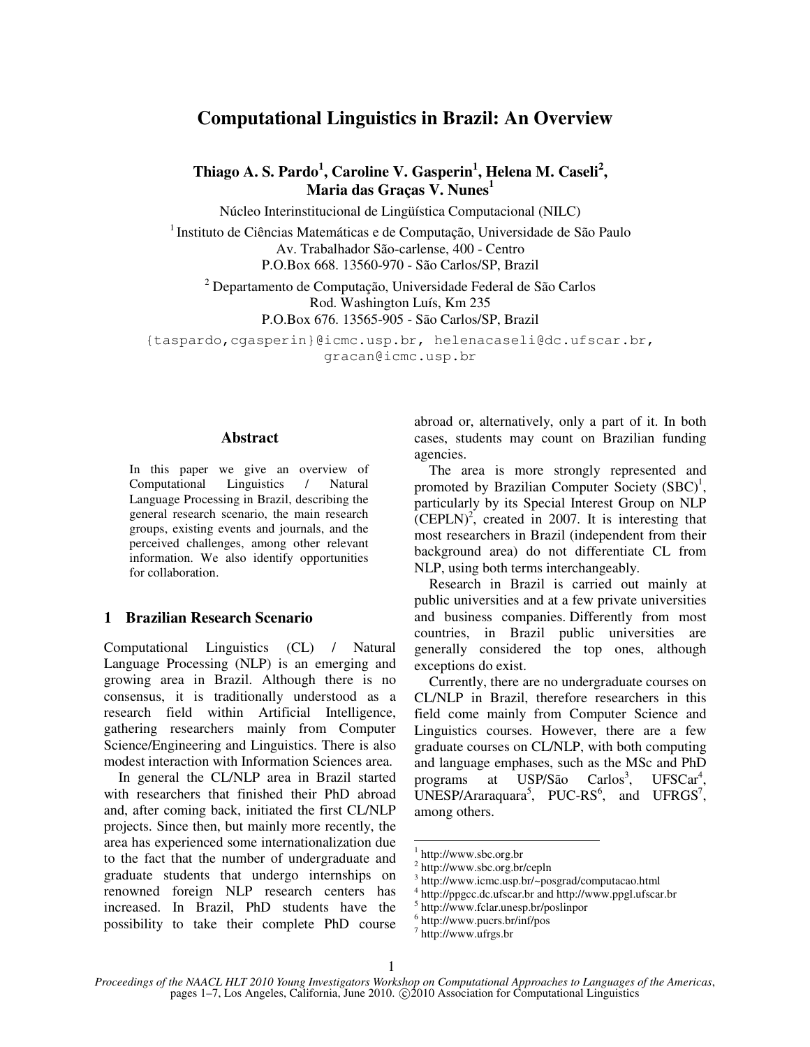# Computational Linguistics in Brazil: An Overview

**Thiago A. S. Pardo[1], Caroline V. Gasperin[1], Helena M. Caseli[2], Maria das Graças V. Nunes[1]**

Núcleo Interinstitucional de Lingüística Computacional (NILC)

[1] Instituto de Ciências Matemáticas e de Computação, Universidade de São Paulo
Av. Trabalhador São-carlense, 400 - Centro
P.O.Box 668. 13560-970 - São Carlos/SP, Brazil

[2] Departamento de Computação, Universidade Federal de São Carlos
Rod. Washington Luís, Km 235
P.O.Box 676. 13565-905 - São Carlos/SP, Brazil

{taspardo,cgasperin}@icmc.usp.br, helenacaseli@dc.ufscar.br, gracan@icmc.usp.br

## Abstract

In this paper we give an overview of Computational Linguistics / Natural Language Processing in Brazil, describing the general research scenario, the main research groups, existing events and journals, and the perceived challenges, among other relevant information. We also identify opportunities for collaboration.

## 1 Brazilian Research Scenario

Computational Linguistics (CL) / Natural Language Processing (NLP) is an emerging and growing area in Brazil. Although there is no consensus, it is traditionally understood as a research field within Artificial Intelligence, gathering researchers mainly from Computer Science/Engineering and Linguistics. There is also modest interaction with Information Sciences area.

In general the CL/NLP area in Brazil started with researchers that finished their PhD abroad and, after coming back, initiated the first CL/NLP projects. Since then, but mainly more recently, the area has experienced some internationalization due to the fact that the number of undergraduate and graduate students that undergo internships on renowned foreign NLP research centers has increased. In Brazil, PhD students have the possibility to take their complete PhD course abroad or, alternatively, only a part of it. In both cases, students may count on Brazilian funding agencies.

The area is more strongly represented and promoted by Brazilian Computer Society (SBC)[1], particularly by its Special Interest Group on NLP (CEPLN)[2], created in 2007. It is interesting that most researchers in Brazil (independent from their background area) do not differentiate CL from NLP, using both terms interchangeably.

Research in Brazil is carried out mainly at public universities and at a few private universities and business companies. Differently from most countries, in Brazil public universities are generally considered the top ones, although exceptions do exist.

Currently, there are no undergraduate courses on CL/NLP in Brazil, therefore researchers in this field come mainly from Computer Science and Linguistics courses. However, there are a few graduate courses on CL/NLP, with both computing and language emphases, such as the MSc and PhD programs at USP/São Carlos[3], UFSCar[4], UNESP/Araraquara[5], PUC-RS[6], and UFRGS[7], among others.

[1] http://www.sbc.org.br
[2] http://www.sbc.org.br/cepln
[3] http://www.icmc.usp.br/~posgrad/computacao.html
[4] http://ppgcc.dc.ufscar.br and http://www.ppgl.ufscar.br
[5] http://www.fclar.unesp.br/poslinpor
[6] http://www.pucrs.br/inf/pos
[7] http://www.ufrgs.br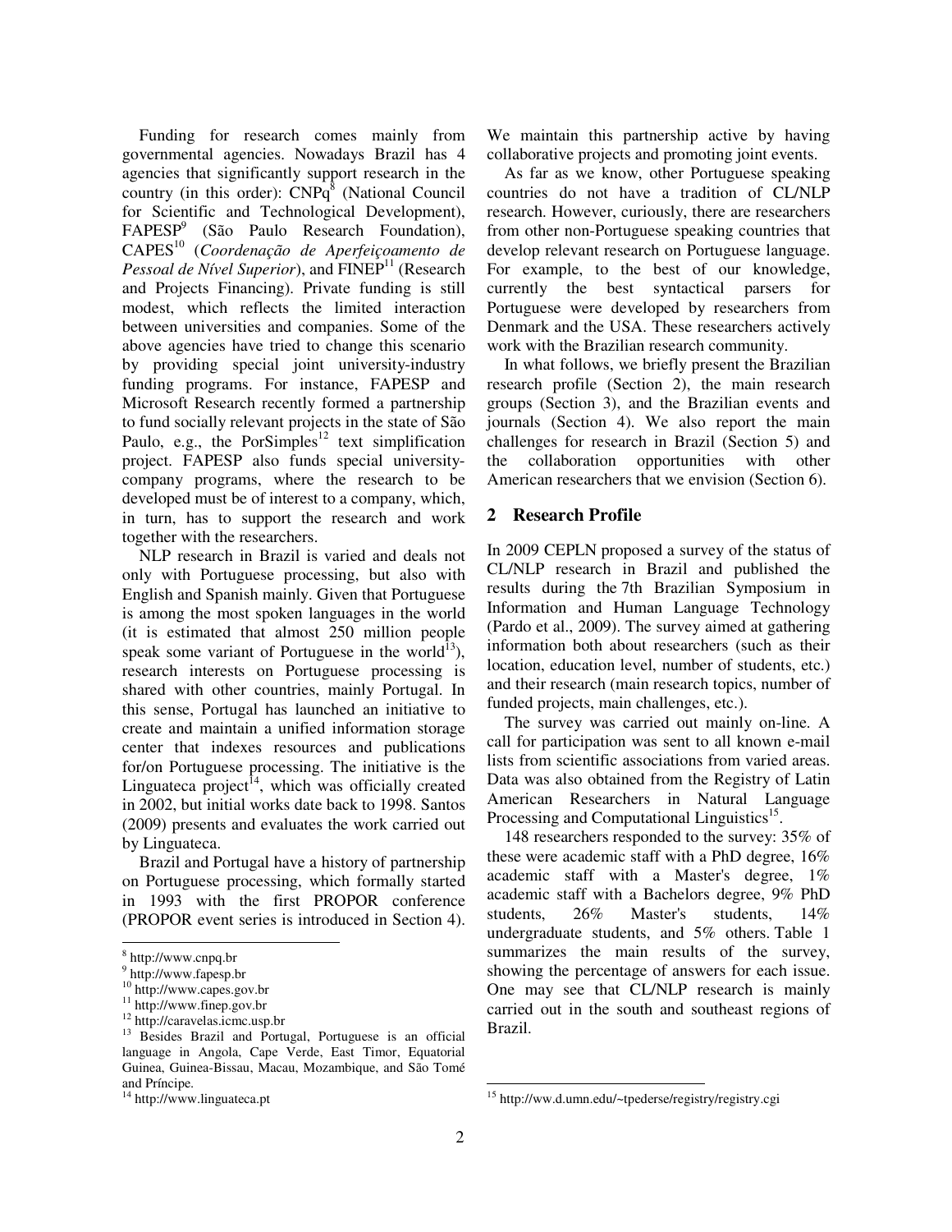Funding for research comes mainly from governmental agencies. Nowadays Brazil has 4 agencies that significantly support research in the country (in this order): CNPq[8] (National Council for Scientific and Technological Development), FAPESP[9] (São Paulo Research Foundation), CAPES[10] (*Coordenação de Aperfeiçoamento de Pessoal de Nível Superior*), and FINEP[11] (Research and Projects Financing). Private funding is still modest, which reflects the limited interaction between universities and companies. Some of the above agencies have tried to change this scenario by providing special joint university-industry funding programs. For instance, FAPESP and Microsoft Research recently formed a partnership to fund socially relevant projects in the state of São Paulo, e.g., the PorSimples[12] text simplification project. FAPESP also funds special university-company programs, where the research to be developed must be of interest to a company, which, in turn, has to support the research and work together with the researchers.

NLP research in Brazil is varied and deals not only with Portuguese processing, but also with English and Spanish mainly. Given that Portuguese is among the most spoken languages in the world (it is estimated that almost 250 million people speak some variant of Portuguese in the world[13]), research interests on Portuguese processing is shared with other countries, mainly Portugal. In this sense, Portugal has launched an initiative to create and maintain a unified information storage center that indexes resources and publications for/on Portuguese processing. The initiative is the Linguateca project[14], which was officially created in 2002, but initial works date back to 1998. Santos (2009) presents and evaluates the work carried out by Linguateca.

Brazil and Portugal have a history of partnership on Portuguese processing, which formally started in 1993 with the first PROPOR conference (PROPOR event series is introduced in Section 4). We maintain this partnership active by having collaborative projects and promoting joint events.

As far as we know, other Portuguese speaking countries do not have a tradition of CL/NLP research. However, curiously, there are researchers from other non-Portuguese speaking countries that develop relevant research on Portuguese language. For example, to the best of our knowledge, currently the best syntactical parsers for Portuguese were developed by researchers from Denmark and the USA. These researchers actively work with the Brazilian research community.

In what follows, we briefly present the Brazilian research profile (Section 2), the main research groups (Section 3), and the Brazilian events and journals (Section 4). We also report the main challenges for research in Brazil (Section 5) and the collaboration opportunities with other American researchers that we envision (Section 6).

## 2 Research Profile

In 2009 CEPLN proposed a survey of the status of CL/NLP research in Brazil and published the results during the 7th Brazilian Symposium in Information and Human Language Technology (Pardo et al., 2009). The survey aimed at gathering information both about researchers (such as their location, education level, number of students, etc.) and their research (main research topics, number of funded projects, main challenges, etc.).

The survey was carried out mainly on-line. A call for participation was sent to all known e-mail lists from scientific associations from varied areas. Data was also obtained from the Registry of Latin American Researchers in Natural Language Processing and Computational Linguistics[15].

148 researchers responded to the survey: 35% of these were academic staff with a PhD degree, 16% academic staff with a Master's degree, 1% academic staff with a Bachelors degree, 9% PhD students, 26% Master's students, 14% undergraduate students, and 5% others. Table 1 summarizes the main results of the survey, showing the percentage of answers for each issue. One may see that CL/NLP research is mainly carried out in the south and southeast regions of Brazil.

---

[8] http://www.cnpq.br

[9] http://www.fapesp.br

[10] http://www.capes.gov.br

[11] http://www.finep.gov.br

[12] http://caravelas.icmc.usp.br

[13] Besides Brazil and Portugal, Portuguese is an official language in Angola, Cape Verde, East Timor, Equatorial Guinea, Guinea-Bissau, Macau, Mozambique, and São Tomé and Príncipe.

[14] http://www.linguateca.pt

[15] http://ww.d.umn.edu/~tpederse/registry/registry.cgi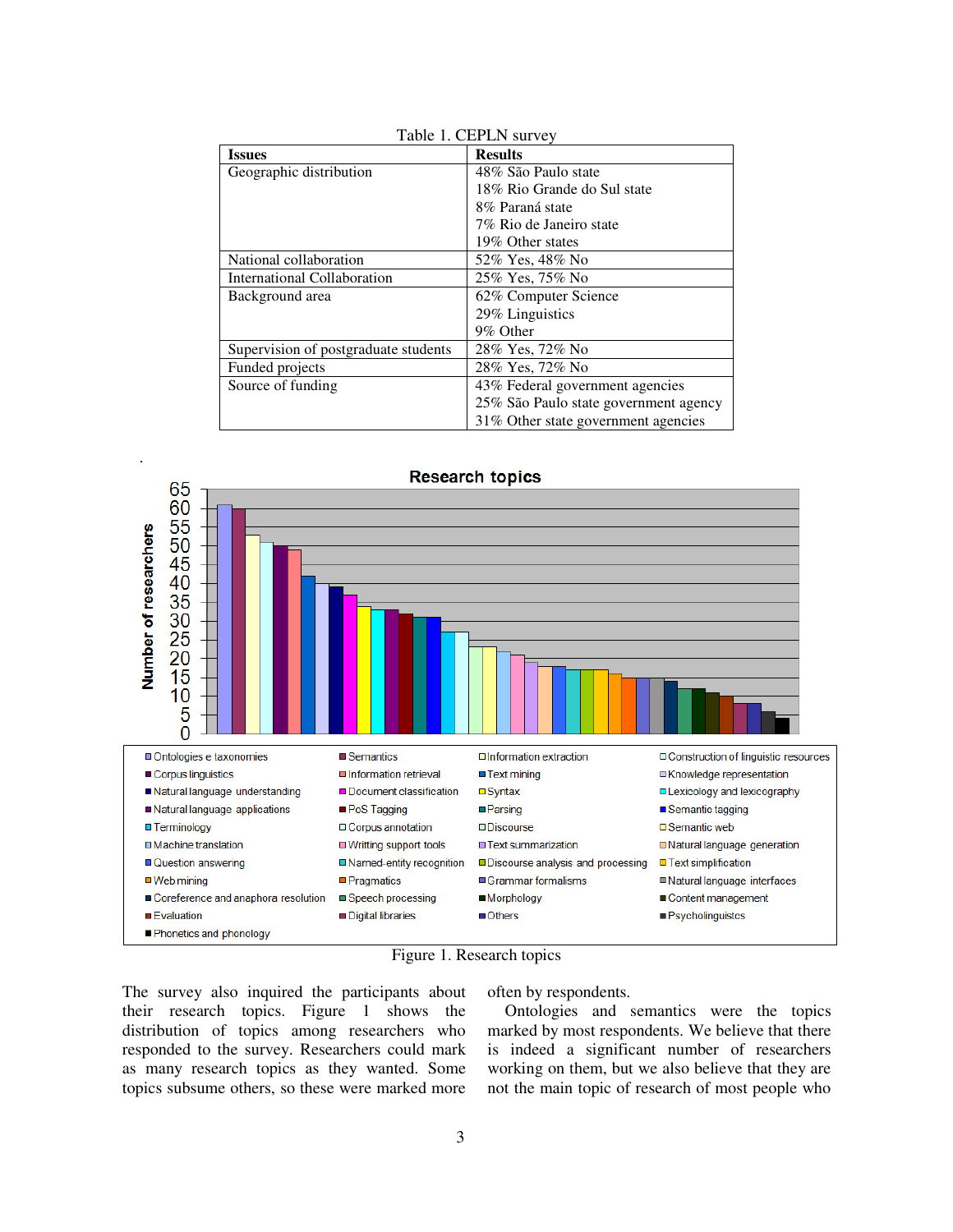Table 1. CEPLN survey

| Issues | Results |
|---|---|
| Geographic distribution | 48% São Paulo state<br>18% Rio Grande do Sul state<br>8% Paraná state<br>7% Rio de Janeiro state<br>19% Other states |
| National collaboration | 52% Yes, 48% No |
| International Collaboration | 25% Yes, 75% No |
| Background area | 62% Computer Science<br>29% Linguistics<br>9% Other |
| Supervision of postgraduate students | 28% Yes, 72% No |
| Funded projects | 28% Yes, 72% No |
| Source of funding | 43% Federal government agencies<br>25% São Paulo state government agency<br>31% Other state government agencies |

Figure 1. Research topics

The survey also inquired the participants about their research topics. Figure 1 shows the distribution of topics among researchers who responded to the survey. Researchers could mark as many research topics as they wanted. Some topics subsume others, so these were marked more often by respondents.

Ontologies and semantics were the topics marked by most respondents. We believe that there is indeed a significant number of researchers working on them, but we also believe that they are not the main topic of research of most people who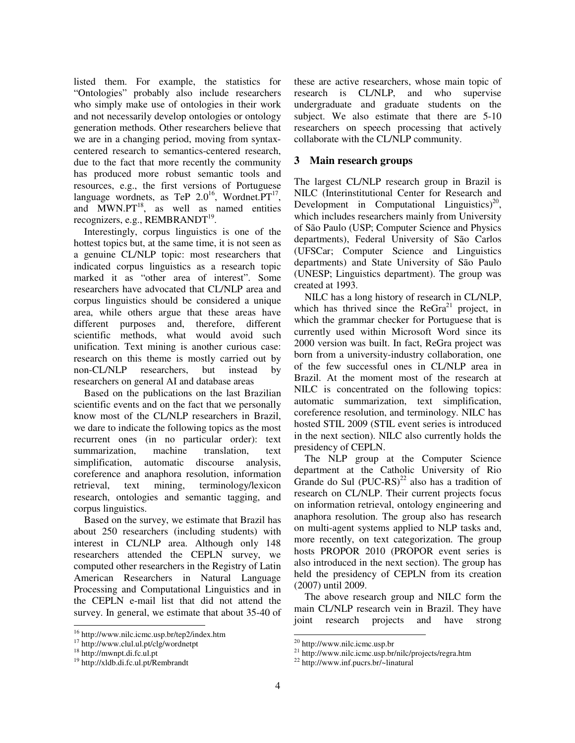listed them. For example, the statistics for "Ontologies" probably also include researchers who simply make use of ontologies in their work and not necessarily develop ontologies or ontology generation methods. Other researchers believe that we are in a changing period, moving from syntax-centered research to semantics-centered research, due to the fact that more recently the community has produced more robust semantic tools and resources, e.g., the first versions of Portuguese language wordnets, as TeP 2.0[16], Wordnet.PT[17], and MWN.PT[18], as well as named entities recognizers, e.g., REMBRANDT[19].

Interestingly, corpus linguistics is one of the hottest topics but, at the same time, it is not seen as a genuine CL/NLP topic: most researchers that indicated corpus linguistics as a research topic marked it as "other area of interest". Some researchers have advocated that CL/NLP area and corpus linguistics should be considered a unique area, while others argue that these areas have different purposes and, therefore, different scientific methods, what would avoid such unification. Text mining is another curious case: research on this theme is mostly carried out by non-CL/NLP researchers, but instead by researchers on general AI and database areas

Based on the publications on the last Brazilian scientific events and on the fact that we personally know most of the CL/NLP researchers in Brazil, we dare to indicate the following topics as the most recurrent ones (in no particular order): text summarization, machine translation, text simplification, automatic discourse analysis, coreference and anaphora resolution, information retrieval, text mining, terminology/lexicon research, ontologies and semantic tagging, and corpus linguistics.

Based on the survey, we estimate that Brazil has about 250 researchers (including students) with interest in CL/NLP area. Although only 148 researchers attended the CEPLN survey, we computed other researchers in the Registry of Latin American Researchers in Natural Language Processing and Computational Linguistics and in the CEPLN e-mail list that did not attend the survey. In general, we estimate that about 35-40 of these are active researchers, whose main topic of research is CL/NLP, and who supervise undergraduate and graduate students on the subject. We also estimate that there are 5-10 researchers on speech processing that actively collaborate with the CL/NLP community.

## 3 Main research groups

The largest CL/NLP research group in Brazil is NILC (Interinstitutional Center for Research and Development in Computational Linguistics)[20], which includes researchers mainly from University of São Paulo (USP; Computer Science and Physics departments), Federal University of São Carlos (UFSCar; Computer Science and Linguistics departments) and State University of São Paulo (UNESP; Linguistics department). The group was created at 1993.

NILC has a long history of research in CL/NLP, which has thrived since the ReGra[21] project, in which the grammar checker for Portuguese that is currently used within Microsoft Word since its 2000 version was built. In fact, ReGra project was born from a university-industry collaboration, one of the few successful ones in CL/NLP area in Brazil. At the moment most of the research at NILC is concentrated on the following topics: automatic summarization, text simplification, coreference resolution, and terminology. NILC has hosted STIL 2009 (STIL event series is introduced in the next section). NILC also currently holds the presidency of CEPLN.

The NLP group at the Computer Science department at the Catholic University of Rio Grande do Sul (PUC-RS)[22] also has a tradition of research on CL/NLP. Their current projects focus on information retrieval, ontology engineering and anaphora resolution. The group also has research on multi-agent systems applied to NLP tasks and, more recently, on text categorization. The group hosts PROPOR 2010 (PROPOR event series is also introduced in the next section). The group has held the presidency of CEPLN from its creation (2007) until 2009.

The above research group and NILC form the main CL/NLP research vein in Brazil. They have joint research projects and have strong

---

[16] http://www.nilc.icmc.usp.br/tep2/index.htm

[17] http://www.clul.ul.pt/clg/wordnetpt

[18] http://mwnpt.di.fc.ul.pt

[19] http://xldb.di.fc.ul.pt/Rembrandt

[20] http://www.nilc.icmc.usp.br

[21] http://www.nilc.icmc.usp.br/nilc/projects/regra.htm

[22] http://www.inf.pucrs.br/~linatural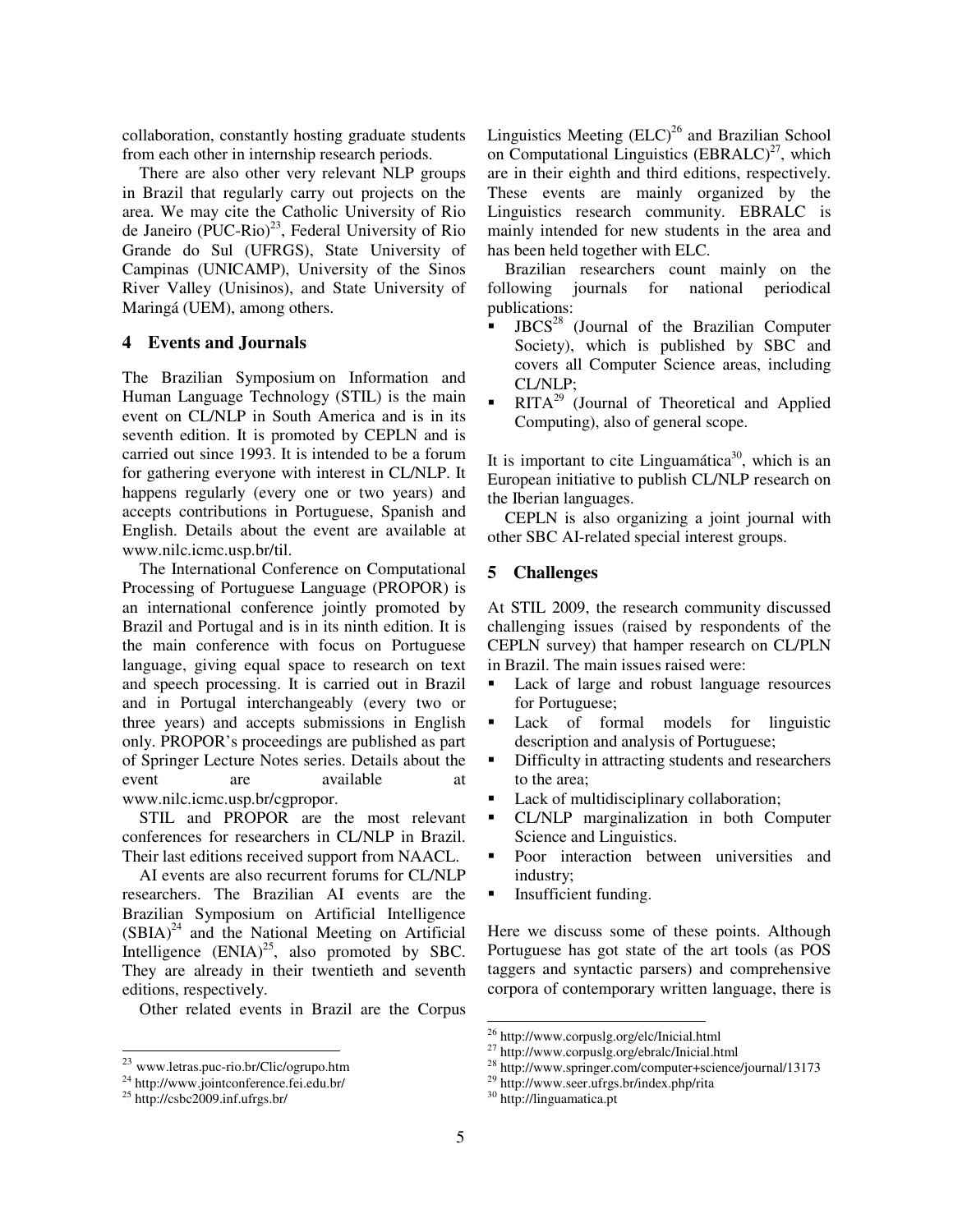collaboration, constantly hosting graduate students from each other in internship research periods.

There are also other very relevant NLP groups in Brazil that regularly carry out projects on the area. We may cite the Catholic University of Rio de Janeiro (PUC-Rio)[23], Federal University of Rio Grande do Sul (UFRGS), State University of Campinas (UNICAMP), University of the Sinos River Valley (Unisinos), and State University of Maringá (UEM), among others.

## 4 Events and Journals

The Brazilian Symposium on Information and Human Language Technology (STIL) is the main event on CL/NLP in South America and is in its seventh edition. It is promoted by CEPLN and is carried out since 1993. It is intended to be a forum for gathering everyone with interest in CL/NLP. It happens regularly (every one or two years) and accepts contributions in Portuguese, Spanish and English. Details about the event are available at www.nilc.icmc.usp.br/til.

The International Conference on Computational Processing of Portuguese Language (PROPOR) is an international conference jointly promoted by Brazil and Portugal and is in its ninth edition. It is the main conference with focus on Portuguese language, giving equal space to research on text and speech processing. It is carried out in Brazil and in Portugal interchangeably (every two or three years) and accepts submissions in English only. PROPOR's proceedings are published as part of Springer Lecture Notes series. Details about the event are available at www.nilc.icmc.usp.br/cgpropor.

STIL and PROPOR are the most relevant conferences for researchers in CL/NLP in Brazil. Their last editions received support from NAACL.

AI events are also recurrent forums for CL/NLP researchers. The Brazilian AI events are the Brazilian Symposium on Artificial Intelligence (SBIA)[24] and the National Meeting on Artificial Intelligence (ENIA)[25], also promoted by SBC. They are already in their twentieth and seventh editions, respectively.

Other related events in Brazil are the Corpus Linguistics Meeting (ELC)[26] and Brazilian School on Computational Linguistics (EBRALC)[27], which are in their eighth and third editions, respectively. These events are mainly organized by the Linguistics research community. EBRALC is mainly intended for new students in the area and has been held together with ELC.

Brazilian researchers count mainly on the following journals for national periodical publications:

- JBCS[28] (Journal of the Brazilian Computer Society), which is published by SBC and covers all Computer Science areas, including CL/NLP;
- RITA[29] (Journal of Theoretical and Applied Computing), also of general scope.

It is important to cite Linguamática[30], which is an European initiative to publish CL/NLP research on the Iberian languages.

CEPLN is also organizing a joint journal with other SBC AI-related special interest groups.

## 5 Challenges

At STIL 2009, the research community discussed challenging issues (raised by respondents of the CEPLN survey) that hamper research on CL/PLN in Brazil. The main issues raised were:

- Lack of large and robust language resources for Portuguese;
- Lack of formal models for linguistic description and analysis of Portuguese;
- Difficulty in attracting students and researchers to the area;
- Lack of multidisciplinary collaboration;
- CL/NLP marginalization in both Computer Science and Linguistics.
- Poor interaction between universities and industry;
- Insufficient funding.

Here we discuss some of these points. Although Portuguese has got state of the art tools (as POS taggers and syntactic parsers) and comprehensive corpora of contemporary written language, there is

---

[23] www.letras.puc-rio.br/Clic/ogrupo.htm

[24] http://www.jointconference.fei.edu.br/

[25] http://csbc2009.inf.ufrgs.br/

[26] http://www.corpuslg.org/elc/Inicial.html

[27] http://www.corpuslg.org/ebralc/Inicial.html

[28] http://www.springer.com/computer+science/journal/13173

[29] http://www.seer.ufrgs.br/index.php/rita

[30] http://linguamatica.pt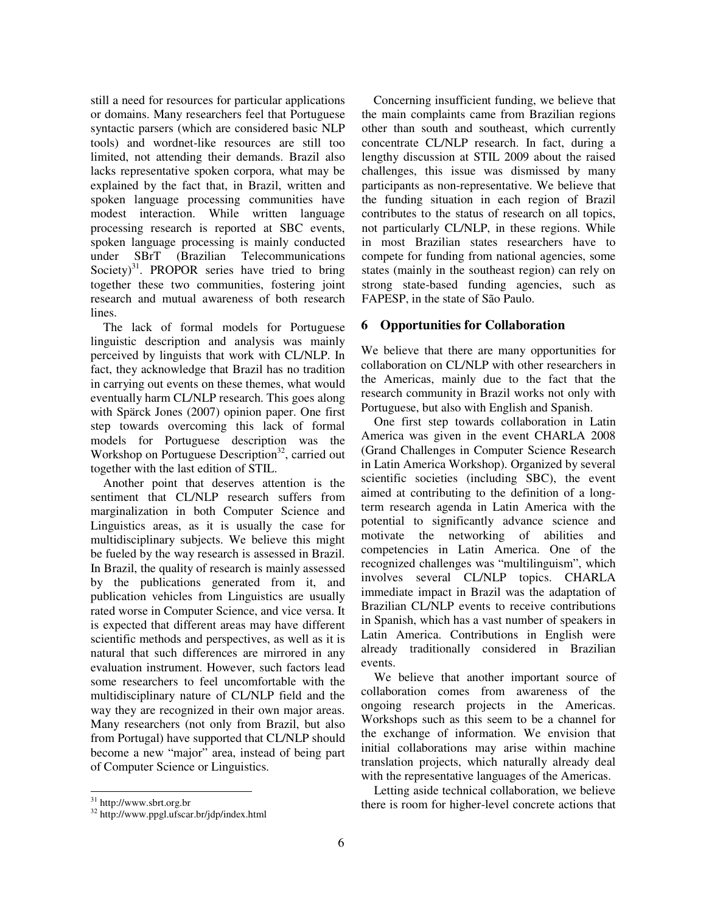still a need for resources for particular applications or domains. Many researchers feel that Portuguese syntactic parsers (which are considered basic NLP tools) and wordnet-like resources are still too limited, not attending their demands. Brazil also lacks representative spoken corpora, what may be explained by the fact that, in Brazil, written and spoken language processing communities have modest interaction. While written language processing research is reported at SBC events, spoken language processing is mainly conducted under SBrT (Brazilian Telecommunications Society)[31]. PROPOR series have tried to bring together these two communities, fostering joint research and mutual awareness of both research lines.

The lack of formal models for Portuguese linguistic description and analysis was mainly perceived by linguists that work with CL/NLP. In fact, they acknowledge that Brazil has no tradition in carrying out events on these themes, what would eventually harm CL/NLP research. This goes along with Spärck Jones (2007) opinion paper. One first step towards overcoming this lack of formal models for Portuguese description was the Workshop on Portuguese Description[32], carried out together with the last edition of STIL.

Another point that deserves attention is the sentiment that CL/NLP research suffers from marginalization in both Computer Science and Linguistics areas, as it is usually the case for multidisciplinary subjects. We believe this might be fueled by the way research is assessed in Brazil. In Brazil, the quality of research is mainly assessed by the publications generated from it, and publication vehicles from Linguistics are usually rated worse in Computer Science, and vice versa. It is expected that different areas may have different scientific methods and perspectives, as well as it is natural that such differences are mirrored in any evaluation instrument. However, such factors lead some researchers to feel uncomfortable with the multidisciplinary nature of CL/NLP field and the way they are recognized in their own major areas. Many researchers (not only from Brazil, but also from Portugal) have supported that CL/NLP should become a new "major" area, instead of being part of Computer Science or Linguistics.

Concerning insufficient funding, we believe that the main complaints came from Brazilian regions other than south and southeast, which currently concentrate CL/NLP research. In fact, during a lengthy discussion at STIL 2009 about the raised challenges, this issue was dismissed by many participants as non-representative. We believe that the funding situation in each region of Brazil contributes to the status of research on all topics, not particularly CL/NLP, in these regions. While in most Brazilian states researchers have to compete for funding from national agencies, some states (mainly in the southeast region) can rely on strong state-based funding agencies, such as FAPESP, in the state of São Paulo.

## 6 Opportunities for Collaboration

We believe that there are many opportunities for collaboration on CL/NLP with other researchers in the Americas, mainly due to the fact that the research community in Brazil works not only with Portuguese, but also with English and Spanish.

One first step towards collaboration in Latin America was given in the event CHARLA 2008 (Grand Challenges in Computer Science Research in Latin America Workshop). Organized by several scientific societies (including SBC), the event aimed at contributing to the definition of a long-term research agenda in Latin America with the potential to significantly advance science and motivate the networking of abilities and competencies in Latin America. One of the recognized challenges was "multilinguism", which involves several CL/NLP topics. CHARLA immediate impact in Brazil was the adaptation of Brazilian CL/NLP events to receive contributions in Spanish, which has a vast number of speakers in Latin America. Contributions in English were already traditionally considered in Brazilian events.

We believe that another important source of collaboration comes from awareness of the ongoing research projects in the Americas. Workshops such as this seem to be a channel for the exchange of information. We envision that initial collaborations may arise within machine translation projects, which naturally already deal with the representative languages of the Americas.

Letting aside technical collaboration, we believe there is room for higher-level concrete actions that

[31] http://www.sbrt.org.br

[32] http://www.ppgl.ufscar.br/jdp/index.html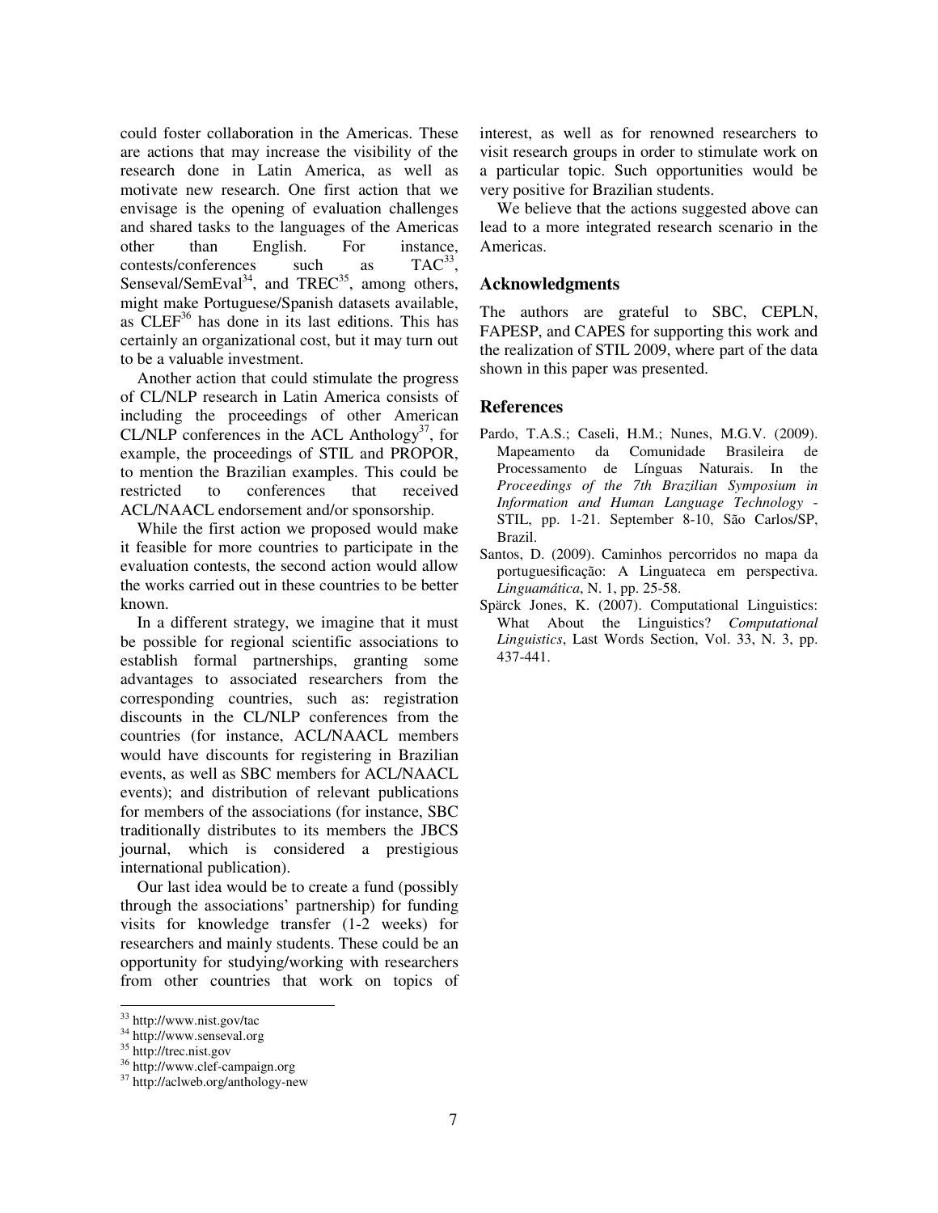could foster collaboration in the Americas. These are actions that may increase the visibility of the research done in Latin America, as well as motivate new research. One first action that we envisage is the opening of evaluation challenges and shared tasks to the languages of the Americas other than English. For instance, contests/conferences such as TAC[33], Senseval/SemEval[34], and TREC[35], among others, might make Portuguese/Spanish datasets available, as CLEF[36] has done in its last editions. This has certainly an organizational cost, but it may turn out to be a valuable investment.

Another action that could stimulate the progress of CL/NLP research in Latin America consists of including the proceedings of other American CL/NLP conferences in the ACL Anthology[37], for example, the proceedings of STIL and PROPOR, to mention the Brazilian examples. This could be restricted to conferences that received ACL/NAACL endorsement and/or sponsorship.

While the first action we proposed would make it feasible for more countries to participate in the evaluation contests, the second action would allow the works carried out in these countries to be better known.

In a different strategy, we imagine that it must be possible for regional scientific associations to establish formal partnerships, granting some advantages to associated researchers from the corresponding countries, such as: registration discounts in the CL/NLP conferences from the countries (for instance, ACL/NAACL members would have discounts for registering in Brazilian events, as well as SBC members for ACL/NAACL events); and distribution of relevant publications for members of the associations (for instance, SBC traditionally distributes to its members the JBCS journal, which is considered a prestigious international publication).

Our last idea would be to create a fund (possibly through the associations' partnership) for funding visits for knowledge transfer (1-2 weeks) for researchers and mainly students. These could be an opportunity for studying/working with researchers from other countries that work on topics of interest, as well as for renowned researchers to visit research groups in order to stimulate work on a particular topic. Such opportunities would be very positive for Brazilian students.

We believe that the actions suggested above can lead to a more integrated research scenario in the Americas.

## Acknowledgments

The authors are grateful to SBC, CEPLN, FAPESP, and CAPES for supporting this work and the realization of STIL 2009, where part of the data shown in this paper was presented.

## References

Pardo, T.A.S.; Caseli, H.M.; Nunes, M.G.V. (2009). Mapeamento da Comunidade Brasileira de Processamento de Línguas Naturais. In the *Proceedings of the 7th Brazilian Symposium in Information and Human Language Technology* - STIL, pp. 1-21. September 8-10, São Carlos/SP, Brazil.

Santos, D. (2009). Caminhos percorridos no mapa da portuguesificação: A Linguateca em perspectiva. *Linguamática*, N. 1, pp. 25-58.

Spärck Jones, K. (2007). Computational Linguistics: What About the Linguistics? *Computational Linguistics*, Last Words Section, Vol. 33, N. 3, pp. 437-441.

---

[33] http://www.nist.gov/tac

[34] http://www.senseval.org

[35] http://trec.nist.gov

[36] http://www.clef-campaign.org

[37] http://aclweb.org/anthology-new